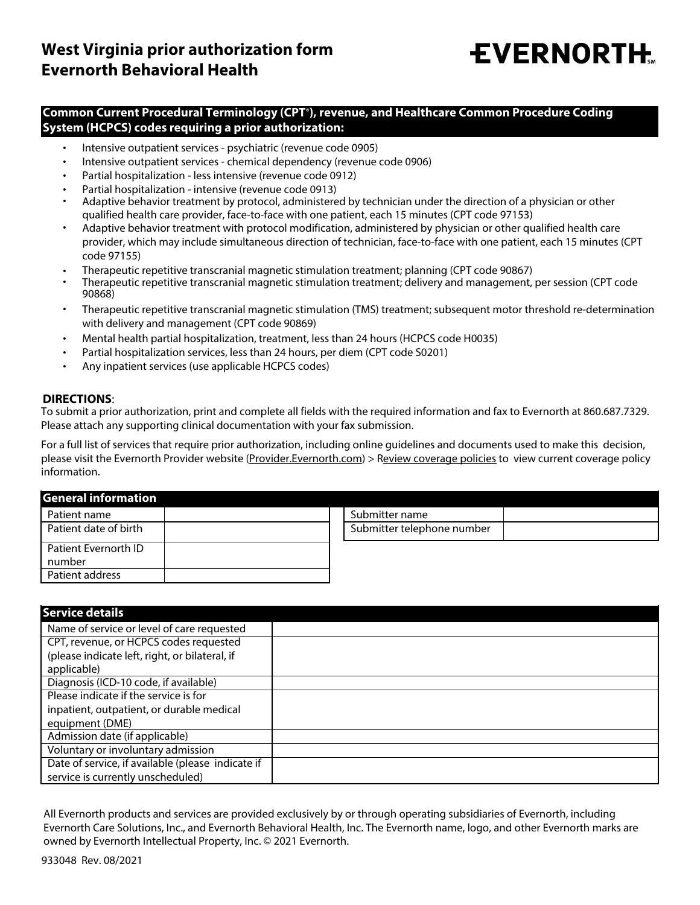# West Virginia prior authorization form
# Evernorth Behavioral Health

EVERNORTH

**Common Current Procedural Terminology (CPT®), revenue, and Healthcare Common Procedure Coding System (HCPCS) codes requiring a prior authorization:**

- Intensive outpatient services - psychiatric (revenue code 0905)
- Intensive outpatient services - chemical dependency (revenue code 0906)
- Partial hospitalization - less intensive (revenue code 0912)
- Partial hospitalization - intensive (revenue code 0913)
- Adaptive behavior treatment by protocol, administered by technician under the direction of a physician or other qualified health care provider, face-to-face with one patient, each 15 minutes (CPT code 97153)
- Adaptive behavior treatment with protocol modification, administered by physician or other qualified health care provider, which may include simultaneous direction of technician, face-to-face with one patient, each 15 minutes (CPT code 97155)
- Therapeutic repetitive transcranial magnetic stimulation treatment; planning (CPT code 90867)
- Therapeutic repetitive transcranial magnetic stimulation treatment; delivery and management, per session (CPT code 90868)
- Therapeutic repetitive transcranial magnetic stimulation (TMS) treatment; subsequent motor threshold re-determination with delivery and management (CPT code 90869)
- Mental health partial hospitalization, treatment, less than 24 hours (HCPCS code H0035)
- Partial hospitalization services, less than 24 hours, per diem (CPT code S0201)
- Any inpatient services (use applicable HCPCS codes)

**DIRECTIONS**:

To submit a prior authorization, print and complete all fields with the required information and fax to Evernorth at 860.687.7329. Please attach any supporting clinical documentation with your fax submission.

For a full list of services that require prior authorization, including online guidelines and documents used to make this decision, please visit the Evernorth Provider website (Provider.Evernorth.com) > Review coverage policies to view current coverage policy information.

| General information | |
|---|---|
| Patient name | |
| Patient date of birth | |
| Patient Evernorth ID number | |
| Patient address | |

| | |
|---|---|
| Submitter name | |
| Submitter telephone number | |

| Service details | |
|---|---|
| Name of service or level of care requested | |
| CPT, revenue, or HCPCS codes requested (please indicate left, right, or bilateral, if applicable) | |
| Diagnosis (ICD-10 code, if available) | |
| Please indicate if the service is for inpatient, outpatient, or durable medical equipment (DME) | |
| Admission date (if applicable) | |
| Voluntary or involuntary admission | |
| Date of service, if available (please indicate if service is currently unscheduled) | |

All Evernorth products and services are provided exclusively by or through operating subsidiaries of Evernorth, including Evernorth Care Solutions, Inc., and Evernorth Behavioral Health, Inc. The Evernorth name, logo, and other Evernorth marks are owned by Evernorth Intellectual Property, Inc. © 2021 Evernorth.

933048 Rev. 08/2021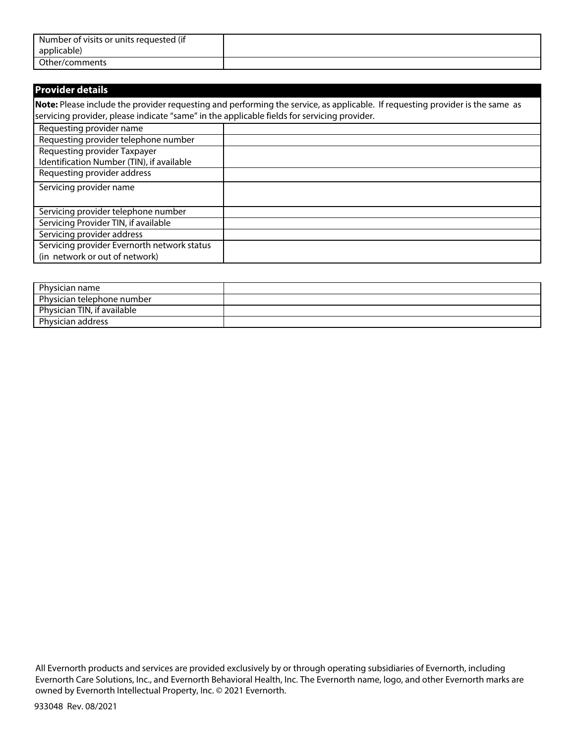| | |
|---|---|
| Number of visits or units requested (if applicable) | |
| Other/comments | |

## Provider details

**Note:** Please include the provider requesting and performing the service, as applicable. If requesting provider is the same as servicing provider, please indicate "same" in the applicable fields for servicing provider.

| | |
|---|---|
| Requesting provider name | |
| Requesting provider telephone number | |
| Requesting provider Taxpayer Identification Number (TIN), if available | |
| Requesting provider address | |
| Servicing provider name | |
| Servicing provider telephone number | |
| Servicing Provider TIN, if available | |
| Servicing provider address | |
| Servicing provider Evernorth network status (in network or out of network) | |

| | |
|---|---|
| Physician name | |
| Physician telephone number | |
| Physician TIN, if available | |
| Physician address | |

All Evernorth products and services are provided exclusively by or through operating subsidiaries of Evernorth, including Evernorth Care Solutions, Inc., and Evernorth Behavioral Health, Inc. The Evernorth name, logo, and other Evernorth marks are owned by Evernorth Intellectual Property, Inc. © 2021 Evernorth.

933048 Rev. 08/2021